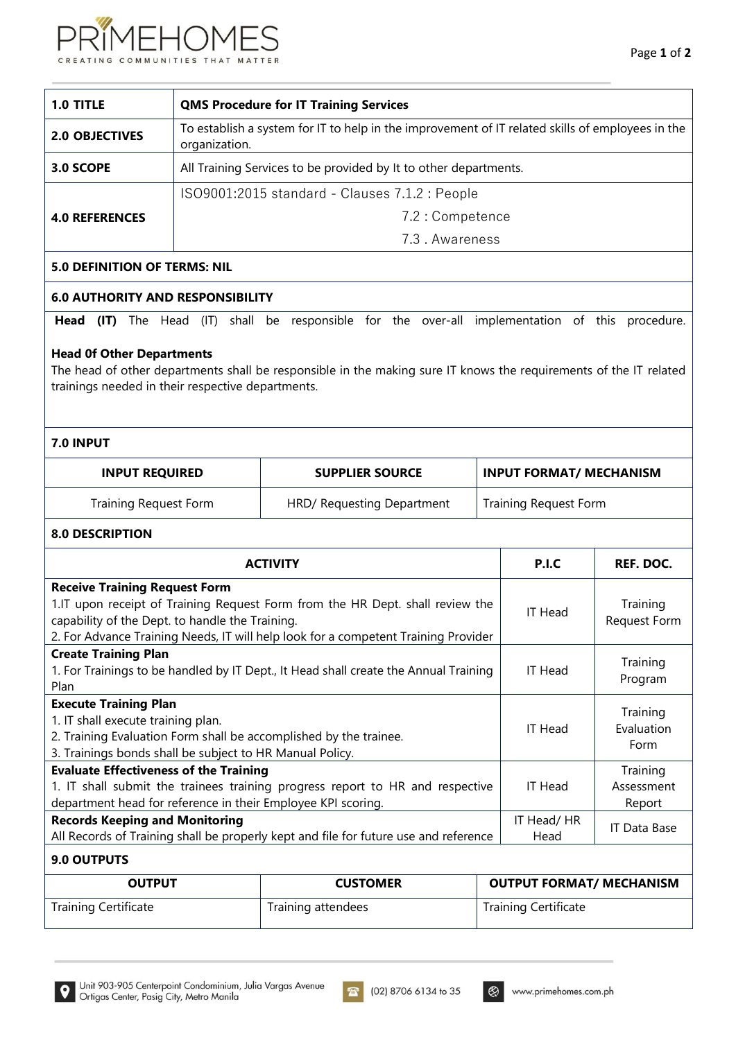| 1.0 TITLE | QMS Procedure for IT Training Services |
|---|---|
| 2.0 OBJECTIVES | To establish a system for IT to help in the improvement of IT related skills of employees in the organization. |
| 3.0 SCOPE | All Training Services to be provided by It to other departments. |
| 4.0 REFERENCES | ISO9001:2015 standard - Clauses 7.1.2 : People<br>7.2 : Competence<br>7.3 . Awareness |

**5.0 DEFINITION OF TERMS: NIL**

**6.0 AUTHORITY AND RESPONSIBILITY**

**Head (IT)** The Head (IT) shall be responsible for the over-all implementation of this procedure.

**Head 0f Other Departments**
The head of other departments shall be responsible in the making sure IT knows the requirements of the IT related trainings needed in their respective departments.

**7.0 INPUT**

| INPUT REQUIRED | SUPPLIER SOURCE | INPUT FORMAT/ MECHANISM |
|---|---|---|
| Training Request Form | HRD/ Requesting Department | Training Request Form |

**8.0 DESCRIPTION**

| ACTIVITY | P.I.C | REF. DOC. |
|---|---|---|
| **Receive Training Request Form**<br>1.IT upon receipt of Training Request Form from the HR Dept. shall review the capability of the Dept. to handle the Training.<br>2. For Advance Training Needs, IT will help look for a competent Training Provider | IT Head | Training Request Form |
| **Create Training Plan**<br>1. For Trainings to be handled by IT Dept., It Head shall create the Annual Training Plan | IT Head | Training Program |
| **Execute Training Plan**<br>1. IT shall execute training plan.<br>2. Training Evaluation Form shall be accomplished by the trainee.<br>3. Trainings bonds shall be subject to HR Manual Policy. | IT Head | Training Evaluation Form |
| **Evaluate Effectiveness of the Training**<br>1. IT shall submit the trainees training progress report to HR and respective department head for reference in their Employee KPI scoring. | IT Head | Training Assessment Report |
| **Records Keeping and Monitoring**<br>All Records of Training shall be properly kept and file for future use and reference | IT Head/ HR Head | IT Data Base |

**9.0 OUTPUTS**

| OUTPUT | CUSTOMER | OUTPUT FORMAT/ MECHANISM |
|---|---|---|
| Training Certificate | Training attendees | Training Certificate |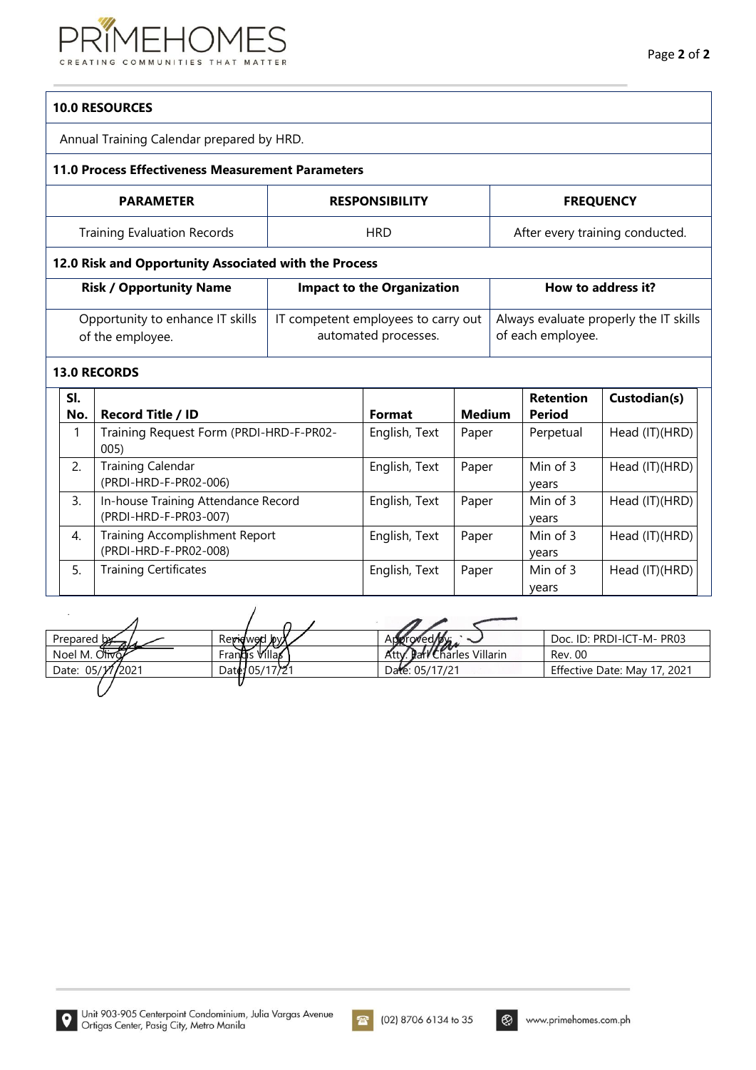## 10.0 RESOURCES

Annual Training Calendar prepared by HRD.

## 11.0 Process Effectiveness Measurement Parameters

| PARAMETER | RESPONSIBILITY | FREQUENCY |
|---|---|---|
| Training Evaluation Records | HRD | After every training conducted. |

## 12.0 Risk and Opportunity Associated with the Process

| Risk / Opportunity Name | Impact to the Organization | How to address it? |
|---|---|---|
| Opportunity to enhance IT skills of the employee. | IT competent employees to carry out automated processes. | Always evaluate properly the IT skills of each employee. |

## 13.0 RECORDS

| Sl. No. | Record Title / ID | Format | Medium | Retention Period | Custodian(s) |
|---|---|---|---|---|---|
| 1 | Training Request Form (PRDI-HRD-F-PR02-005) | English, Text | Paper | Perpetual | Head (IT)(HRD) |
| 2. | Training Calendar (PRDI-HRD-F-PR02-006) | English, Text | Paper | Min of 3 years | Head (IT)(HRD) |
| 3. | In-house Training Attendance Record (PRDI-HRD-F-PR03-007) | English, Text | Paper | Min of 3 years | Head (IT)(HRD) |
| 4. | Training Accomplishment Report (PRDI-HRD-F-PR02-008) | English, Text | Paper | Min of 3 years | Head (IT)(HRD) |
| 5. | Training Certificates | English, Text | Paper | Min of 3 years | Head (IT)(HRD) |

| Prepared by: | Reviewed by: | Approved by: | Doc. ID: PRDI-ICT-M- PR03 |
|---|---|---|---|
| Noel M. Olivo | Francis Villas | Atty. Earl Charles Villarin | Rev. 00 |
| Date: 05/17/2021 | Date: 05/17/21 | Date: 05/17/21 | Effective Date: May 17, 2021 |